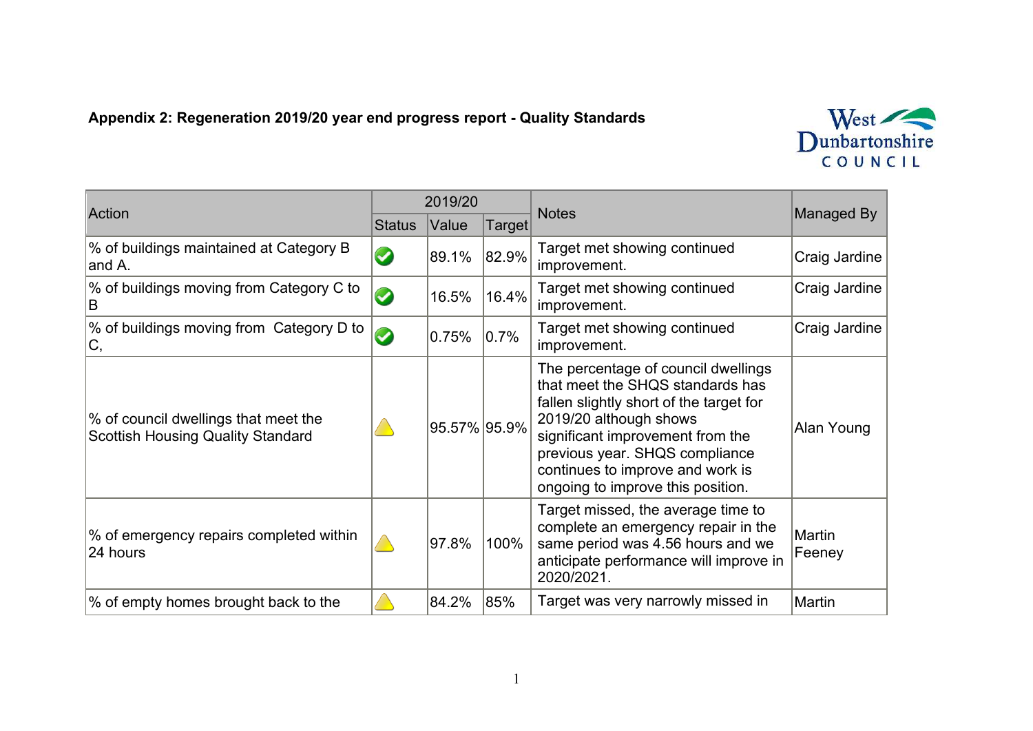**Appendix 2: Regeneration 2019/20 year end progress report - Quality Standards**

| Action | 2019/20 | | | Notes | Managed By |
|---|---|---|---|---|---|
| | Status | Value | Target | | |
| % of buildings maintained at Category B and A. | ✓ | 89.1% | 82.9% | Target met showing continued improvement. | Craig Jardine |
| % of buildings moving from Category C to B | ✓ | 16.5% | 16.4% | Target met showing continued improvement. | Craig Jardine |
| % of buildings moving from Category D to C, | ✓ | 0.75% | 0.7% | Target met showing continued improvement. | Craig Jardine |
| % of council dwellings that meet the Scottish Housing Quality Standard | ⚠ | 95.57% | 95.9% | The percentage of council dwellings that meet the SHQS standards has fallen slightly short of the target for 2019/20 although shows significant improvement from the previous year. SHQS compliance continues to improve and work is ongoing to improve this position. | Alan Young |
| % of emergency repairs completed within 24 hours | ⚠ | 97.8% | 100% | Target missed, the average time to complete an emergency repair in the same period was 4.56 hours and we anticipate performance will improve in 2020/2021. | Martin Feeney |
| % of empty homes brought back to the | ⚠ | 84.2% | 85% | Target was very narrowly missed in | Martin |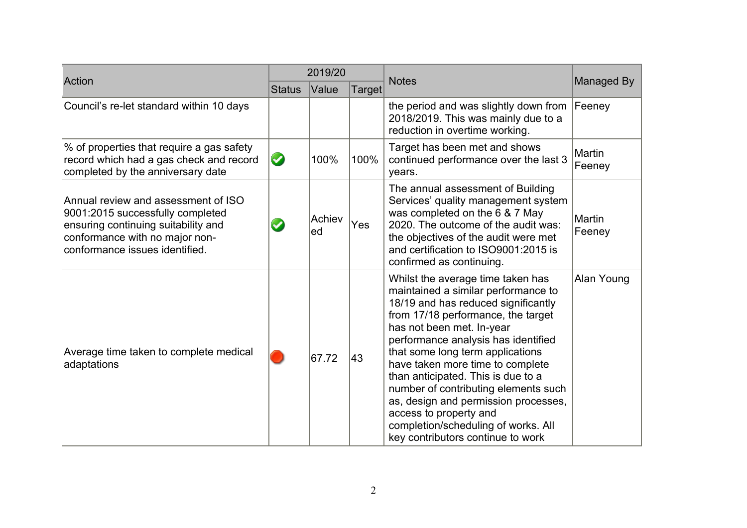| Action | 2019/20 | | | Notes | Managed By |
|---|---|---|---|---|---|
| | Status | Value | Target | | |
| Council's re-let standard within 10 days | | | | the period and was slightly down from 2018/2019. This was mainly due to a reduction in overtime working. | Feeney |
| % of properties that require a gas safety record which had a gas check and record completed by the anniversary date | ✅ | 100% | 100% | Target has been met and shows continued performance over the last 3 years. | Martin Feeney |
| Annual review and assessment of ISO 9001:2015 successfully completed ensuring continuing suitability and conformance with no major non-conformance issues identified. | ✅ | Achieved | Yes | The annual assessment of Building Services' quality management system was completed on the 6 & 7 May 2020. The outcome of the audit was: the objectives of the audit were met and certification to ISO9001:2015 is confirmed as continuing. | Martin Feeney |
| Average time taken to complete medical adaptations | 🔴 | 67.72 | 43 | Whilst the average time taken has maintained a similar performance to 18/19 and has reduced significantly from 17/18 performance, the target has not been met. In-year performance analysis has identified that some long term applications have taken more time to complete than anticipated. This is due to a number of contributing elements such as, design and permission processes, access to property and completion/scheduling of works. All key contributors continue to work | Alan Young |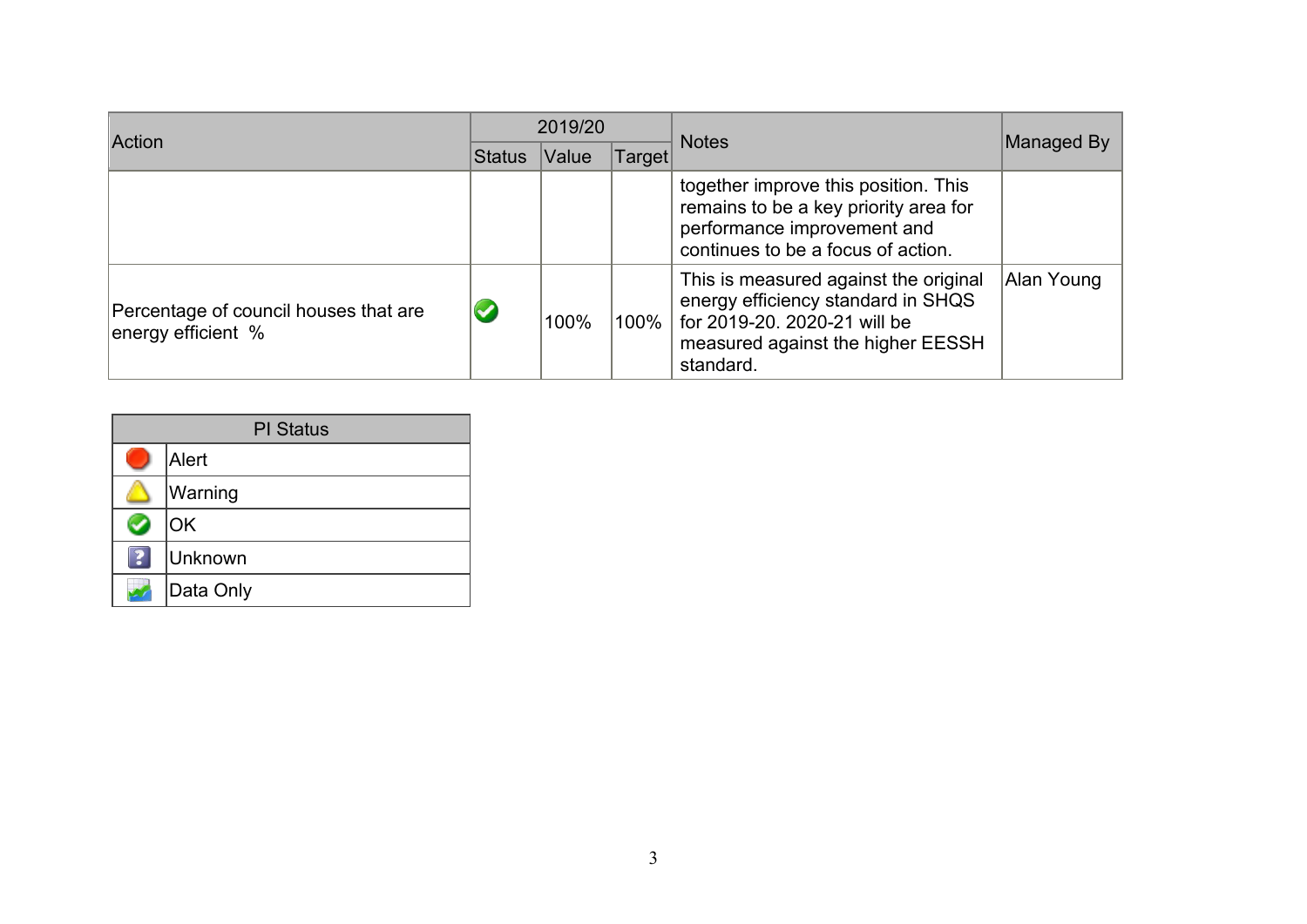| Action | 2019/20 | | | Notes | Managed By |
|---|---|---|---|---|---|
| | Status | Value | Target | | |
| | | | | together improve this position. This remains to be a key priority area for performance improvement and continues to be a focus of action. | |
| Percentage of council houses that are energy efficient % | OK | 100% | 100% | This is measured against the original energy efficiency standard in SHQS for 2019-20. 2020-21 will be measured against the higher EESSH standard. | Alan Young |

| PI Status | |
|---|---|
| | Alert |
| | Warning |
| | OK |
| | Unknown |
| | Data Only |